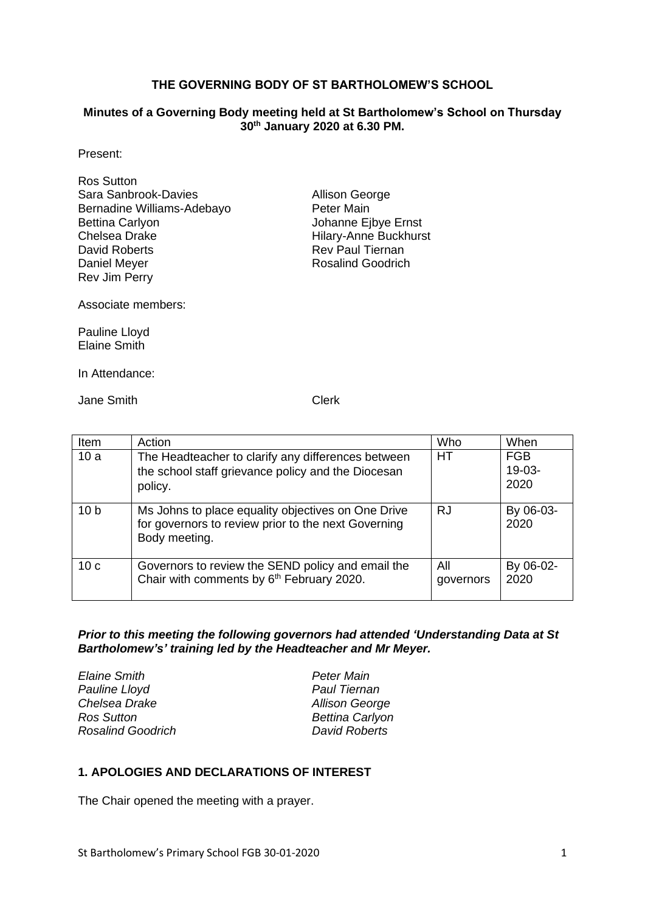**THE GOVERNING BODY OF ST BARTHOLOMEW'S SCHOOL**

**Minutes of a Governing Body meeting held at St Bartholomew's School on Thursday 30th January 2020 at 6.30 PM.**

Present:

Ros Sutton
Sara Sanbrook-Davies
Bernadine Williams-Adebayo
Bettina Carlyon
Chelsea Drake
David Roberts
Daniel Meyer
Rev Jim Perry
Allison George
Peter Main
Johanne Ejbye Ernst
Hilary-Anne Buckhurst
Rev Paul Tiernan
Rosalind Goodrich

Associate members:

Pauline Lloyd
Elaine Smith

In Attendance:

Jane Smith Clerk

| Item | Action | Who | When |
|---|---|---|---|
| 10 a | The Headteacher to clarify any differences between the school staff grievance policy and the Diocesan policy. | HT | FGB 19-03-2020 |
| 10 b | Ms Johns to place equality objectives on One Drive for governors to review prior to the next Governing Body meeting. | RJ | By 06-03-2020 |
| 10 c | Governors to review the SEND policy and email the Chair with comments by 6th February 2020. | All governors | By 06-02-2020 |

***Prior to this meeting the following governors had attended 'Understanding Data at St Bartholomew's' training led by the Headteacher and Mr Meyer.***

*Elaine Smith*
*Pauline Lloyd*
*Chelsea Drake*
*Ros Sutton*
*Rosalind Goodrich*
*Peter Main*
*Paul Tiernan*
*Allison George*
*Bettina Carlyon*
*David Roberts*

## 1. APOLOGIES AND DECLARATIONS OF INTEREST

The Chair opened the meeting with a prayer.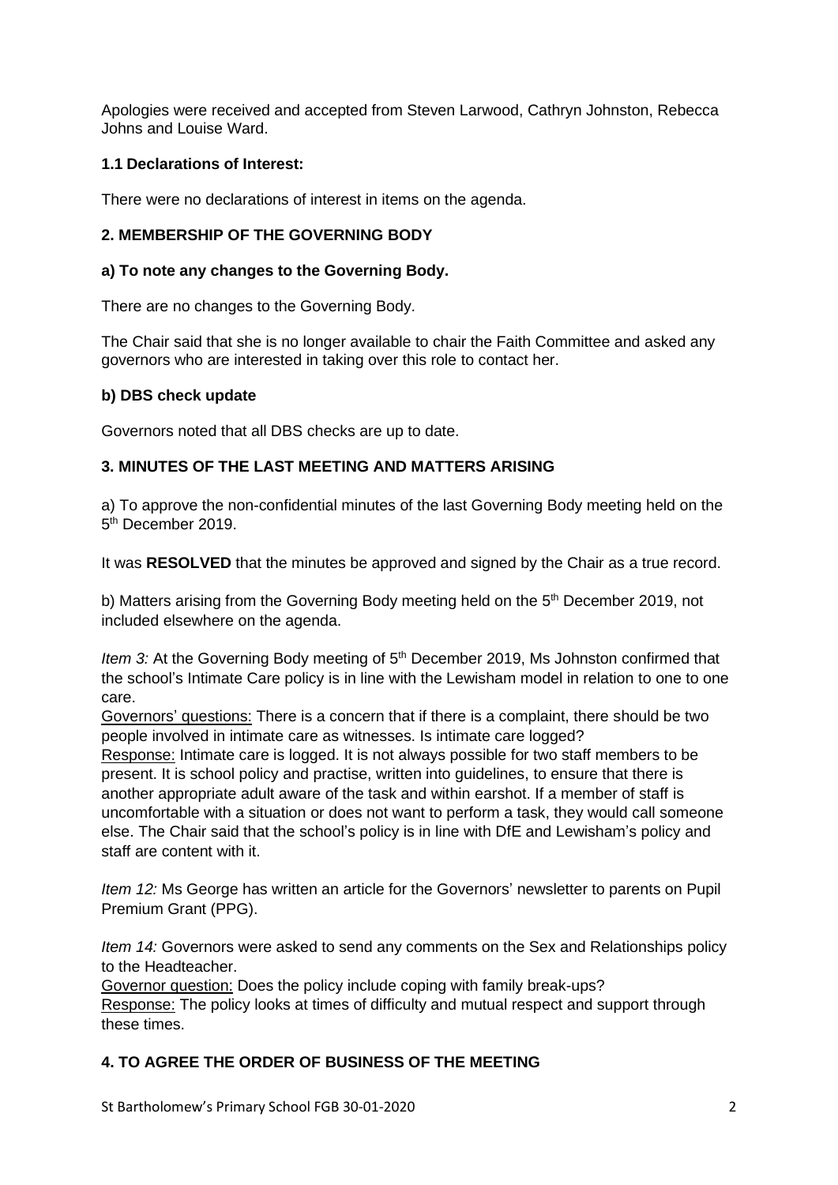Apologies were received and accepted from Steven Larwood, Cathryn Johnston, Rebecca Johns and Louise Ward.

### 1.1 Declarations of Interest:

There were no declarations of interest in items on the agenda.

## 2. MEMBERSHIP OF THE GOVERNING BODY

### a) To note any changes to the Governing Body.

There are no changes to the Governing Body.

The Chair said that she is no longer available to chair the Faith Committee and asked any governors who are interested in taking over this role to contact her.

### b) DBS check update

Governors noted that all DBS checks are up to date.

## 3. MINUTES OF THE LAST MEETING AND MATTERS ARISING

a) To approve the non-confidential minutes of the last Governing Body meeting held on the 5th December 2019.

It was **RESOLVED** that the minutes be approved and signed by the Chair as a true record.

b) Matters arising from the Governing Body meeting held on the 5th December 2019, not included elsewhere on the agenda.

*Item 3:* At the Governing Body meeting of 5th December 2019, Ms Johnston confirmed that the school's Intimate Care policy is in line with the Lewisham model in relation to one to one care.

<u>Governors' questions:</u> There is a concern that if there is a complaint, there should be two people involved in intimate care as witnesses. Is intimate care logged?

<u>Response:</u> Intimate care is logged. It is not always possible for two staff members to be present. It is school policy and practise, written into guidelines, to ensure that there is another appropriate adult aware of the task and within earshot. If a member of staff is uncomfortable with a situation or does not want to perform a task, they would call someone else. The Chair said that the school's policy is in line with DfE and Lewisham's policy and staff are content with it.

*Item 12:* Ms George has written an article for the Governors' newsletter to parents on Pupil Premium Grant (PPG).

*Item 14:* Governors were asked to send any comments on the Sex and Relationships policy to the Headteacher.

<u>Governor question:</u> Does the policy include coping with family break-ups?

<u>Response:</u> The policy looks at times of difficulty and mutual respect and support through these times.

## 4. TO AGREE THE ORDER OF BUSINESS OF THE MEETING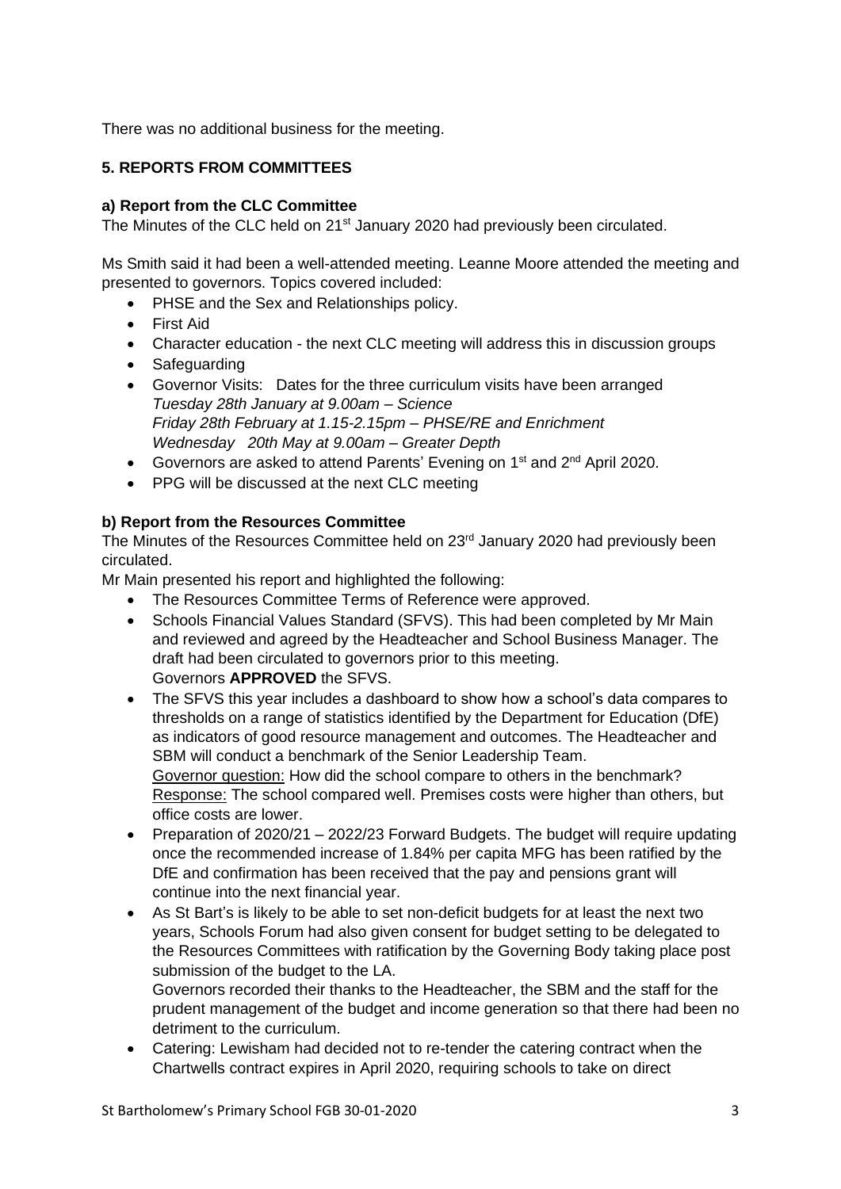There was no additional business for the meeting.

**5. REPORTS FROM COMMITTEES**

**a) Report from the CLC Committee**

The Minutes of the CLC held on 21st January 2020 had previously been circulated.

Ms Smith said it had been a well-attended meeting. Leanne Moore attended the meeting and presented to governors. Topics covered included:

- PHSE and the Sex and Relationships policy.
- First Aid
- Character education - the next CLC meeting will address this in discussion groups
- Safeguarding
- Governor Visits: Dates for the three curriculum visits have been arranged
  *Tuesday 28th January at 9.00am – Science*
  *Friday 28th February at 1.15-2.15pm – PHSE/RE and Enrichment*
  *Wednesday 20th May at 9.00am – Greater Depth*
- Governors are asked to attend Parents' Evening on 1st and 2nd April 2020.
- PPG will be discussed at the next CLC meeting

**b) Report from the Resources Committee**

The Minutes of the Resources Committee held on 23rd January 2020 had previously been circulated.

Mr Main presented his report and highlighted the following:

- The Resources Committee Terms of Reference were approved.
- Schools Financial Values Standard (SFVS). This had been completed by Mr Main and reviewed and agreed by the Headteacher and School Business Manager. The draft had been circulated to governors prior to this meeting.
  Governors **APPROVED** the SFVS.
- The SFVS this year includes a dashboard to show how a school's data compares to thresholds on a range of statistics identified by the Department for Education (DfE) as indicators of good resource management and outcomes. The Headteacher and SBM will conduct a benchmark of the Senior Leadership Team.
  Governor question: How did the school compare to others in the benchmark?
  Response: The school compared well. Premises costs were higher than others, but office costs are lower.
- Preparation of 2020/21 – 2022/23 Forward Budgets. The budget will require updating once the recommended increase of 1.84% per capita MFG has been ratified by the DfE and confirmation has been received that the pay and pensions grant will continue into the next financial year.
- As St Bart's is likely to be able to set non-deficit budgets for at least the next two years, Schools Forum had also given consent for budget setting to be delegated to the Resources Committees with ratification by the Governing Body taking place post submission of the budget to the LA.
  Governors recorded their thanks to the Headteacher, the SBM and the staff for the prudent management of the budget and income generation so that there had been no detriment to the curriculum.
- Catering: Lewisham had decided not to re-tender the catering contract when the Chartwells contract expires in April 2020, requiring schools to take on direct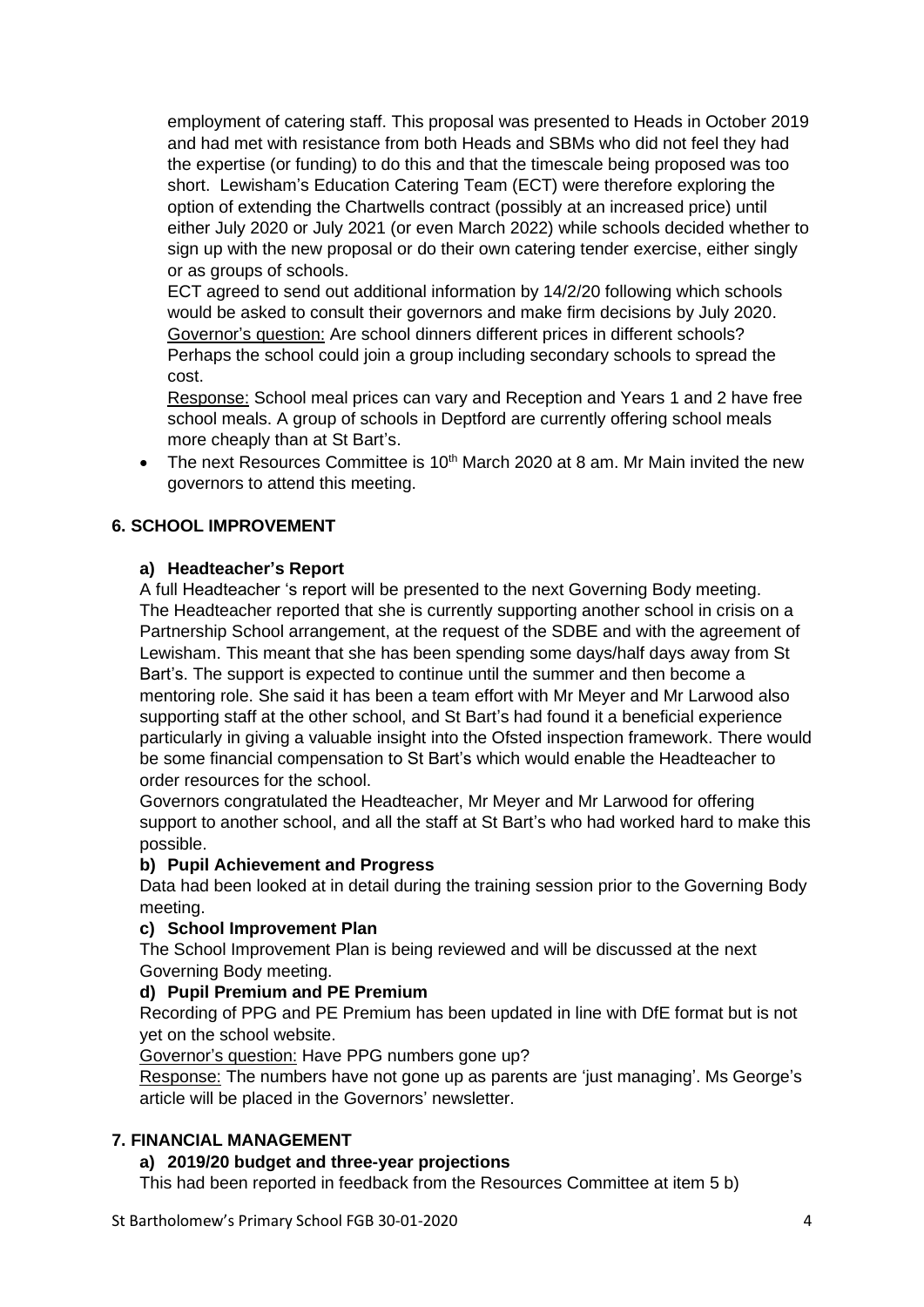employment of catering staff. This proposal was presented to Heads in October 2019 and had met with resistance from both Heads and SBMs who did not feel they had the expertise (or funding) to do this and that the timescale being proposed was too short. Lewisham's Education Catering Team (ECT) were therefore exploring the option of extending the Chartwells contract (possibly at an increased price) until either July 2020 or July 2021 (or even March 2022) while schools decided whether to sign up with the new proposal or do their own catering tender exercise, either singly or as groups of schools.

ECT agreed to send out additional information by 14/2/20 following which schools would be asked to consult their governors and make firm decisions by July 2020.

<u>Governor's question:</u> Are school dinners different prices in different schools? Perhaps the school could join a group including secondary schools to spread the cost.

<u>Response:</u> School meal prices can vary and Reception and Years 1 and 2 have free school meals. A group of schools in Deptford are currently offering school meals more cheaply than at St Bart's.

- The next Resources Committee is 10th March 2020 at 8 am. Mr Main invited the new governors to attend this meeting.

## 6. SCHOOL IMPROVEMENT

### a) Headteacher's Report

A full Headteacher 's report will be presented to the next Governing Body meeting. The Headteacher reported that she is currently supporting another school in crisis on a Partnership School arrangement, at the request of the SDBE and with the agreement of Lewisham. This meant that she has been spending some days/half days away from St Bart's. The support is expected to continue until the summer and then become a mentoring role. She said it has been a team effort with Mr Meyer and Mr Larwood also supporting staff at the other school, and St Bart's had found it a beneficial experience particularly in giving a valuable insight into the Ofsted inspection framework. There would be some financial compensation to St Bart's which would enable the Headteacher to order resources for the school.

Governors congratulated the Headteacher, Mr Meyer and Mr Larwood for offering support to another school, and all the staff at St Bart's who had worked hard to make this possible.

### b) Pupil Achievement and Progress

Data had been looked at in detail during the training session prior to the Governing Body meeting.

### c) School Improvement Plan

The School Improvement Plan is being reviewed and will be discussed at the next Governing Body meeting.

### d) Pupil Premium and PE Premium

Recording of PPG and PE Premium has been updated in line with DfE format but is not yet on the school website.

<u>Governor's question:</u> Have PPG numbers gone up?

<u>Response:</u> The numbers have not gone up as parents are 'just managing'. Ms George's article will be placed in the Governors' newsletter.

## 7. FINANCIAL MANAGEMENT

### a) 2019/20 budget and three-year projections

This had been reported in feedback from the Resources Committee at item 5 b)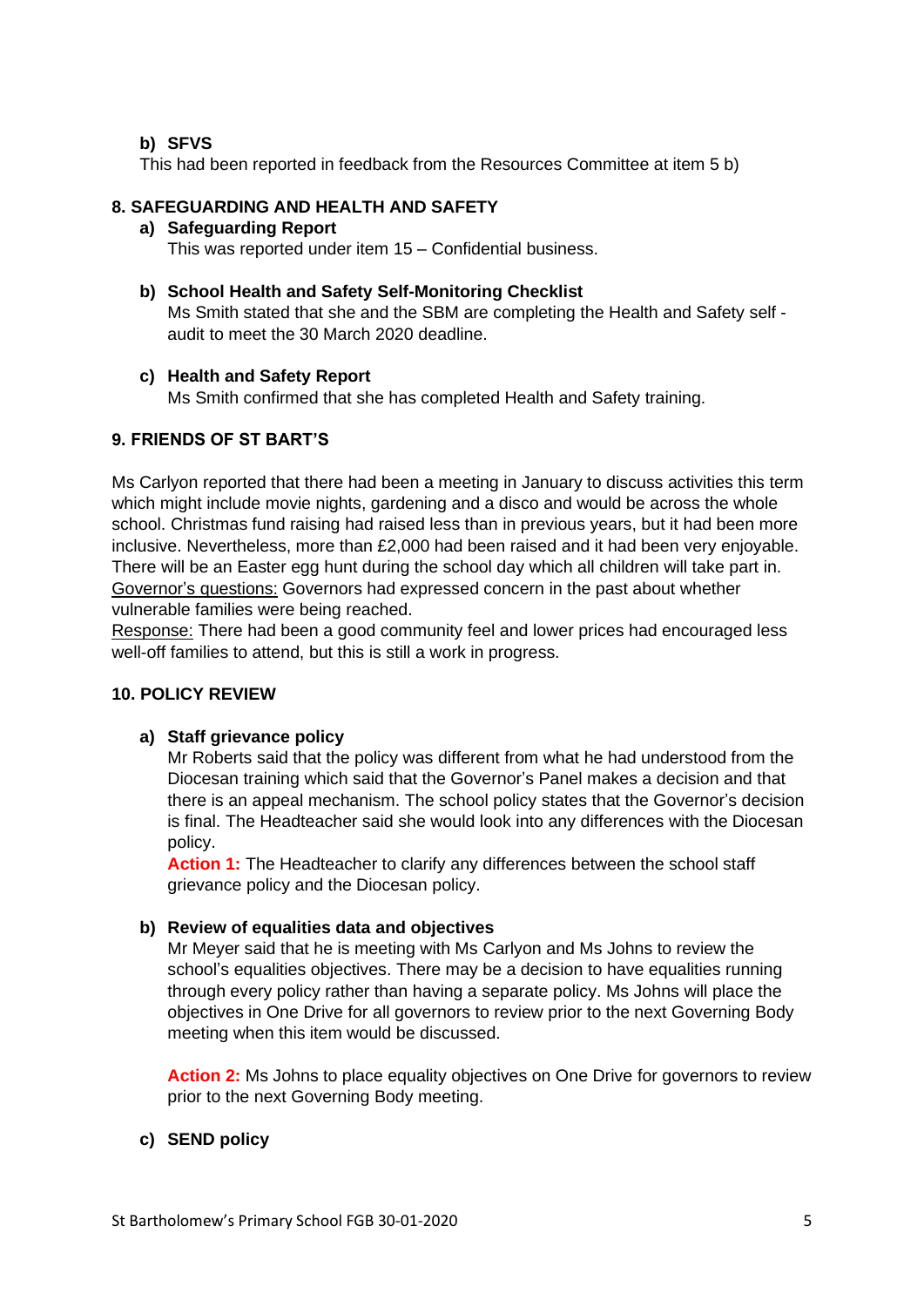**b) SFVS**

This had been reported in feedback from the Resources Committee at item 5 b)

## 8. SAFEGUARDING AND HEALTH AND SAFETY

**a) Safeguarding Report**

This was reported under item 15 – Confidential business.

**b) School Health and Safety Self-Monitoring Checklist**

Ms Smith stated that she and the SBM are completing the Health and Safety self - audit to meet the 30 March 2020 deadline.

**c) Health and Safety Report**

Ms Smith confirmed that she has completed Health and Safety training.

## 9. FRIENDS OF ST BART'S

Ms Carlyon reported that there had been a meeting in January to discuss activities this term which might include movie nights, gardening and a disco and would be across the whole school. Christmas fund raising had raised less than in previous years, but it had been more inclusive. Nevertheless, more than £2,000 had been raised and it had been very enjoyable. There will be an Easter egg hunt during the school day which all children will take part in.

Governor's questions: Governors had expressed concern in the past about whether vulnerable families were being reached.

Response: There had been a good community feel and lower prices had encouraged less well-off families to attend, but this is still a work in progress.

## 10. POLICY REVIEW

**a) Staff grievance policy**

Mr Roberts said that the policy was different from what he had understood from the Diocesan training which said that the Governor's Panel makes a decision and that there is an appeal mechanism. The school policy states that the Governor's decision is final. The Headteacher said she would look into any differences with the Diocesan policy.

**Action 1:** The Headteacher to clarify any differences between the school staff grievance policy and the Diocesan policy.

**b) Review of equalities data and objectives**

Mr Meyer said that he is meeting with Ms Carlyon and Ms Johns to review the school's equalities objectives. There may be a decision to have equalities running through every policy rather than having a separate policy. Ms Johns will place the objectives in One Drive for all governors to review prior to the next Governing Body meeting when this item would be discussed.

**Action 2:** Ms Johns to place equality objectives on One Drive for governors to review prior to the next Governing Body meeting.

**c) SEND policy**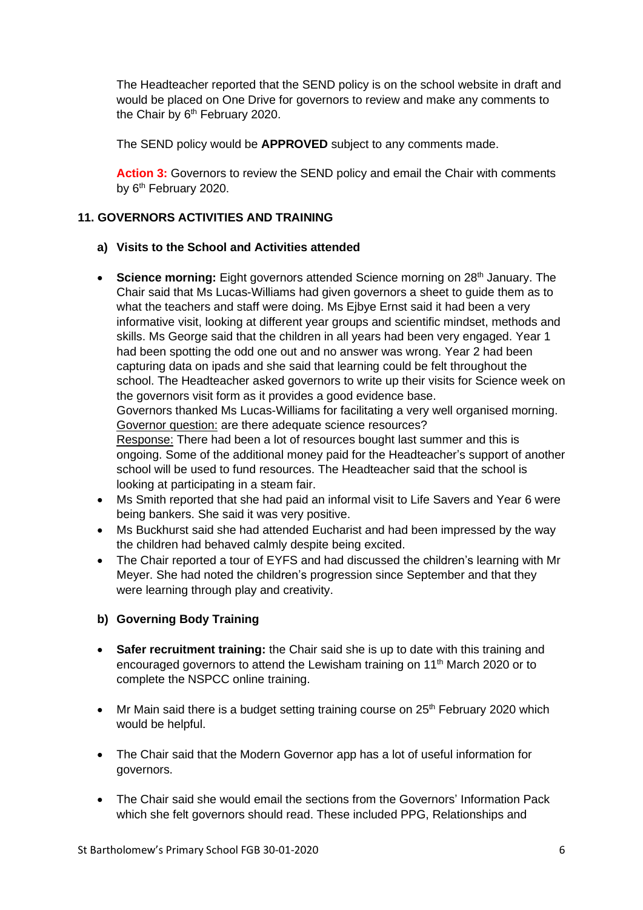The Headteacher reported that the SEND policy is on the school website in draft and would be placed on One Drive for governors to review and make any comments to the Chair by 6th February 2020.

The SEND policy would be **APPROVED** subject to any comments made.

**Action 3:** Governors to review the SEND policy and email the Chair with comments by 6th February 2020.

## 11. GOVERNORS ACTIVITIES AND TRAINING

### a) Visits to the School and Activities attended

- **Science morning:** Eight governors attended Science morning on 28th January. The Chair said that Ms Lucas-Williams had given governors a sheet to guide them as to what the teachers and staff were doing. Ms Ejbye Ernst said it had been a very informative visit, looking at different year groups and scientific mindset, methods and skills. Ms George said that the children in all years had been very engaged. Year 1 had been spotting the odd one out and no answer was wrong. Year 2 had been capturing data on ipads and she said that learning could be felt throughout the school. The Headteacher asked governors to write up their visits for Science week on the governors visit form as it provides a good evidence base.
  Governors thanked Ms Lucas-Williams for facilitating a very well organised morning.
  Governor question: are there adequate science resources?
  Response: There had been a lot of resources bought last summer and this is ongoing. Some of the additional money paid for the Headteacher's support of another school will be used to fund resources. The Headteacher said that the school is looking at participating in a steam fair.
- Ms Smith reported that she had paid an informal visit to Life Savers and Year 6 were being bankers. She said it was very positive.
- Ms Buckhurst said she had attended Eucharist and had been impressed by the way the children had behaved calmly despite being excited.
- The Chair reported a tour of EYFS and had discussed the children's learning with Mr Meyer. She had noted the children's progression since September and that they were learning through play and creativity.

### b) Governing Body Training

- **Safer recruitment training:** the Chair said she is up to date with this training and encouraged governors to attend the Lewisham training on 11th March 2020 or to complete the NSPCC online training.

- Mr Main said there is a budget setting training course on 25th February 2020 which would be helpful.

- The Chair said that the Modern Governor app has a lot of useful information for governors.

- The Chair said she would email the sections from the Governors' Information Pack which she felt governors should read. These included PPG, Relationships and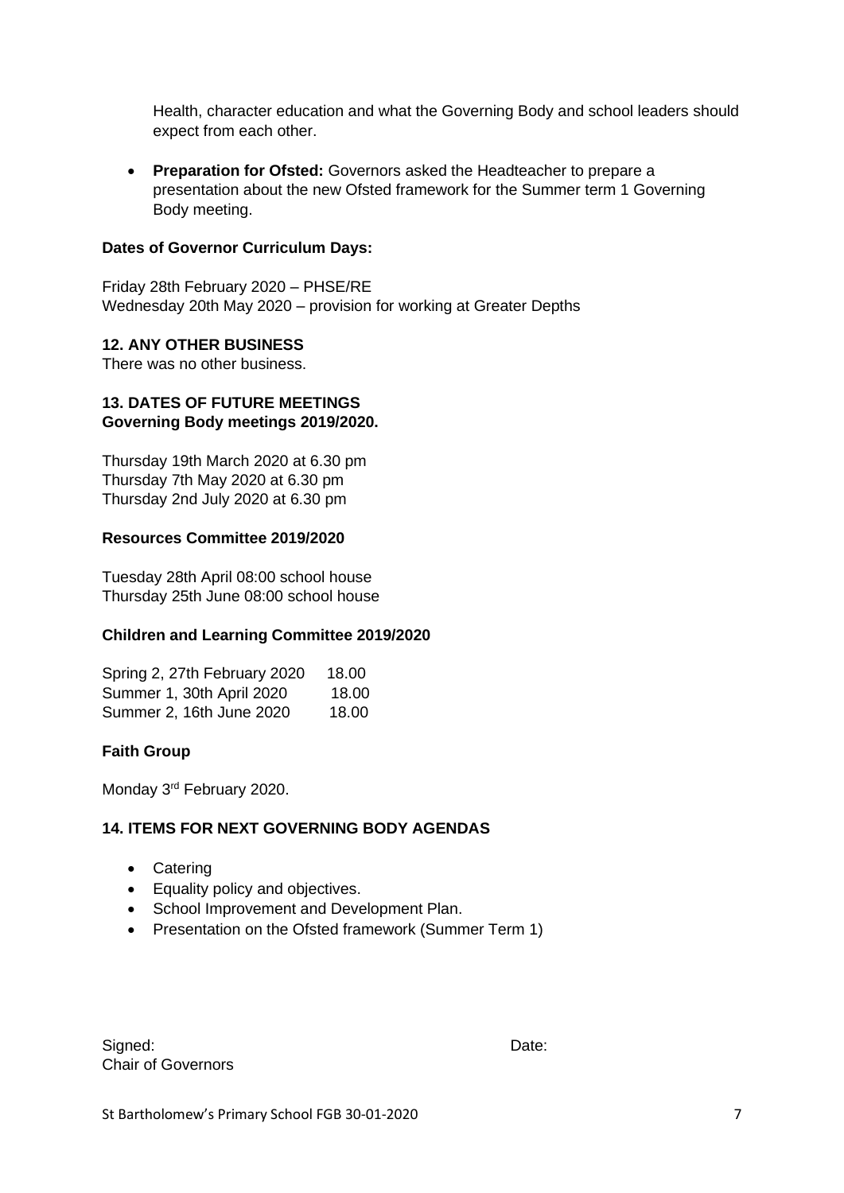Health, character education and what the Governing Body and school leaders should expect from each other.

- **Preparation for Ofsted:** Governors asked the Headteacher to prepare a presentation about the new Ofsted framework for the Summer term 1 Governing Body meeting.

**Dates of Governor Curriculum Days:**

Friday 28th February 2020 – PHSE/RE
Wednesday 20th May 2020 – provision for working at Greater Depths

**12. ANY OTHER BUSINESS**
There was no other business.

**13. DATES OF FUTURE MEETINGS**
**Governing Body meetings 2019/2020.**

Thursday 19th March 2020 at 6.30 pm
Thursday 7th May 2020 at 6.30 pm
Thursday 2nd July 2020 at 6.30 pm

**Resources Committee 2019/2020**

Tuesday 28th April 08:00 school house
Thursday 25th June 08:00 school house

**Children and Learning Committee 2019/2020**

| | |
|---|---|
| Spring 2, 27th February 2020 | 18.00 |
| Summer 1, 30th April 2020 | 18.00 |
| Summer 2, 16th June 2020 | 18.00 |

**Faith Group**

Monday 3rd February 2020.

**14. ITEMS FOR NEXT GOVERNING BODY AGENDAS**

- Catering
- Equality policy and objectives.
- School Improvement and Development Plan.
- Presentation on the Ofsted framework (Summer Term 1)

Signed: Date:
Chair of Governors

St Bartholomew's Primary School FGB 30-01-2020